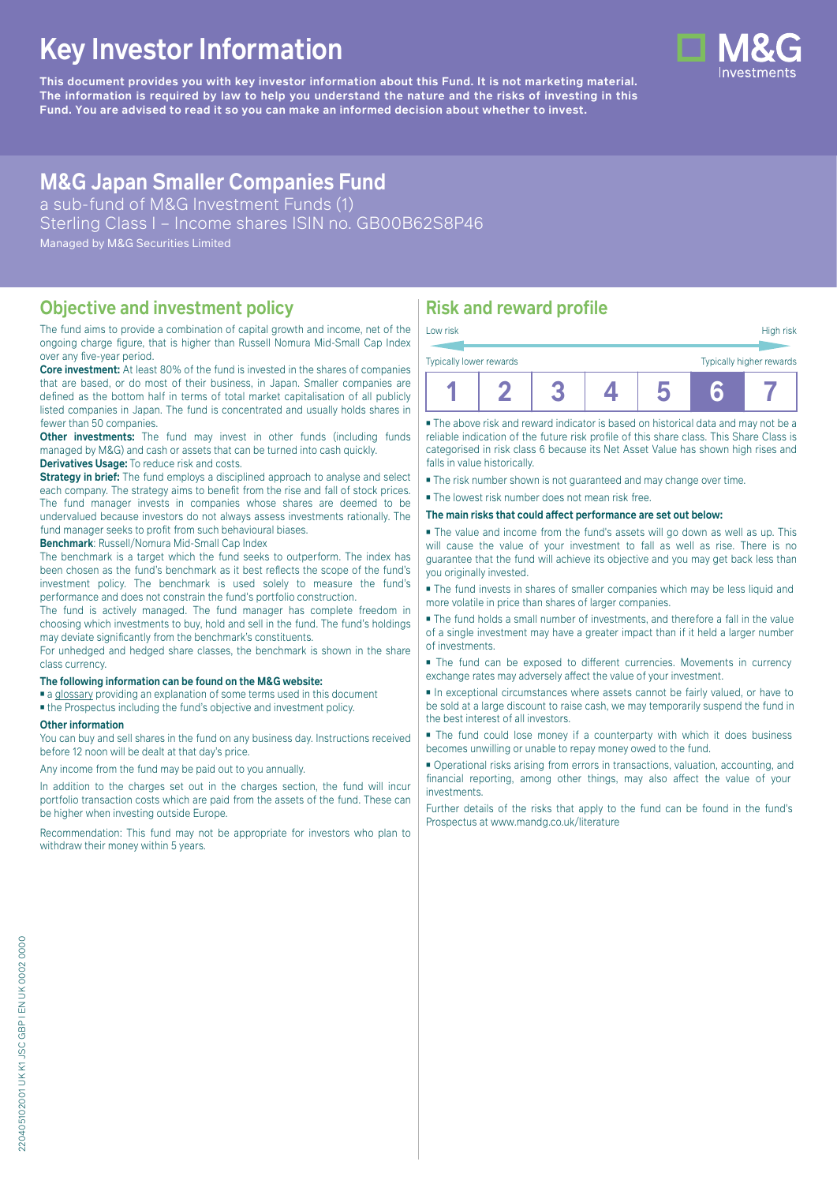# Key Investor Information

**This document provides you with key investor information about this Fund. It is not marketing material. The information is required by law to help you understand the nature and the risks of investing in this Fund. You are advised to read it so you can make an informed decision about whether to invest.**

M&G Investments

## M&G Japan Smaller Companies Fund

a sub-fund of M&G Investment Funds (1)
Sterling Class I – Income shares ISIN no. GB00B62S8P46
Managed by M&G Securities Limited

## Objective and investment policy

The fund aims to provide a combination of capital growth and income, net of the ongoing charge figure, that is higher than Russell Nomura Mid-Small Cap Index over any five-year period.

**Core investment:** At least 80% of the fund is invested in the shares of companies that are based, or do most of their business, in Japan. Smaller companies are defined as the bottom half in terms of total market capitalisation of all publicly listed companies in Japan. The fund is concentrated and usually holds shares in fewer than 50 companies.

**Other investments:** The fund may invest in other funds (including funds managed by M&G) and cash or assets that can be turned into cash quickly.

**Derivatives Usage:** To reduce risk and costs.

**Strategy in brief:** The fund employs a disciplined approach to analyse and select each company. The strategy aims to benefit from the rise and fall of stock prices. The fund manager invests in companies whose shares are deemed to be undervalued because investors do not always assess investments rationally. The fund manager seeks to profit from such behavioural biases.

**Benchmark**: Russell/Nomura Mid-Small Cap Index

The benchmark is a target which the fund seeks to outperform. The index has been chosen as the fund's benchmark as it best reflects the scope of the fund's investment policy. The benchmark is used solely to measure the fund's performance and does not constrain the fund's portfolio construction.

The fund is actively managed. The fund manager has complete freedom in choosing which investments to buy, hold and sell in the fund. The fund's holdings may deviate significantly from the benchmark's constituents.

For unhedged and hedged share classes, the benchmark is shown in the share class currency.

**The following information can be found on the M&G website:**

- a glossary providing an explanation of some terms used in this document
- the Prospectus including the fund's objective and investment policy.

**Other information**

You can buy and sell shares in the fund on any business day. Instructions received before 12 noon will be dealt at that day's price.

Any income from the fund may be paid out to you annually.

In addition to the charges set out in the charges section, the fund will incur portfolio transaction costs which are paid from the assets of the fund. These can be higher when investing outside Europe.

Recommendation: This fund may not be appropriate for investors who plan to withdraw their money within 5 years.

## Risk and reward profile

Low risk — High risk

Typically lower rewards — Typically higher rewards

| 1 | 2 | 3 | 4 | 5 | **6** | 7 |
|---|---|---|---|---|---|---|

- The above risk and reward indicator is based on historical data and may not be a reliable indication of the future risk profile of this share class. This Share Class is categorised in risk class 6 because its Net Asset Value has shown high rises and falls in value historically.
- The risk number shown is not guaranteed and may change over time.
- The lowest risk number does not mean risk free.

**The main risks that could affect performance are set out below:**

- The value and income from the fund's assets will go down as well as up. This will cause the value of your investment to fall as well as rise. There is no guarantee that the fund will achieve its objective and you may get back less than you originally invested.
- The fund invests in shares of smaller companies which may be less liquid and more volatile in price than shares of larger companies.
- The fund holds a small number of investments, and therefore a fall in the value of a single investment may have a greater impact than if it held a larger number of investments.
- The fund can be exposed to different currencies. Movements in currency exchange rates may adversely affect the value of your investment.
- In exceptional circumstances where assets cannot be fairly valued, or have to be sold at a large discount to raise cash, we may temporarily suspend the fund in the best interest of all investors.
- The fund could lose money if a counterparty with which it does business becomes unwilling or unable to repay money owed to the fund.
- Operational risks arising from errors in transactions, valuation, accounting, and financial reporting, among other things, may also affect the value of your investments.

Further details of the risks that apply to the fund can be found in the fund's Prospectus at www.mandg.co.uk/literature

220405102001 UK K1 JSC GBP I EN UK 0002 0000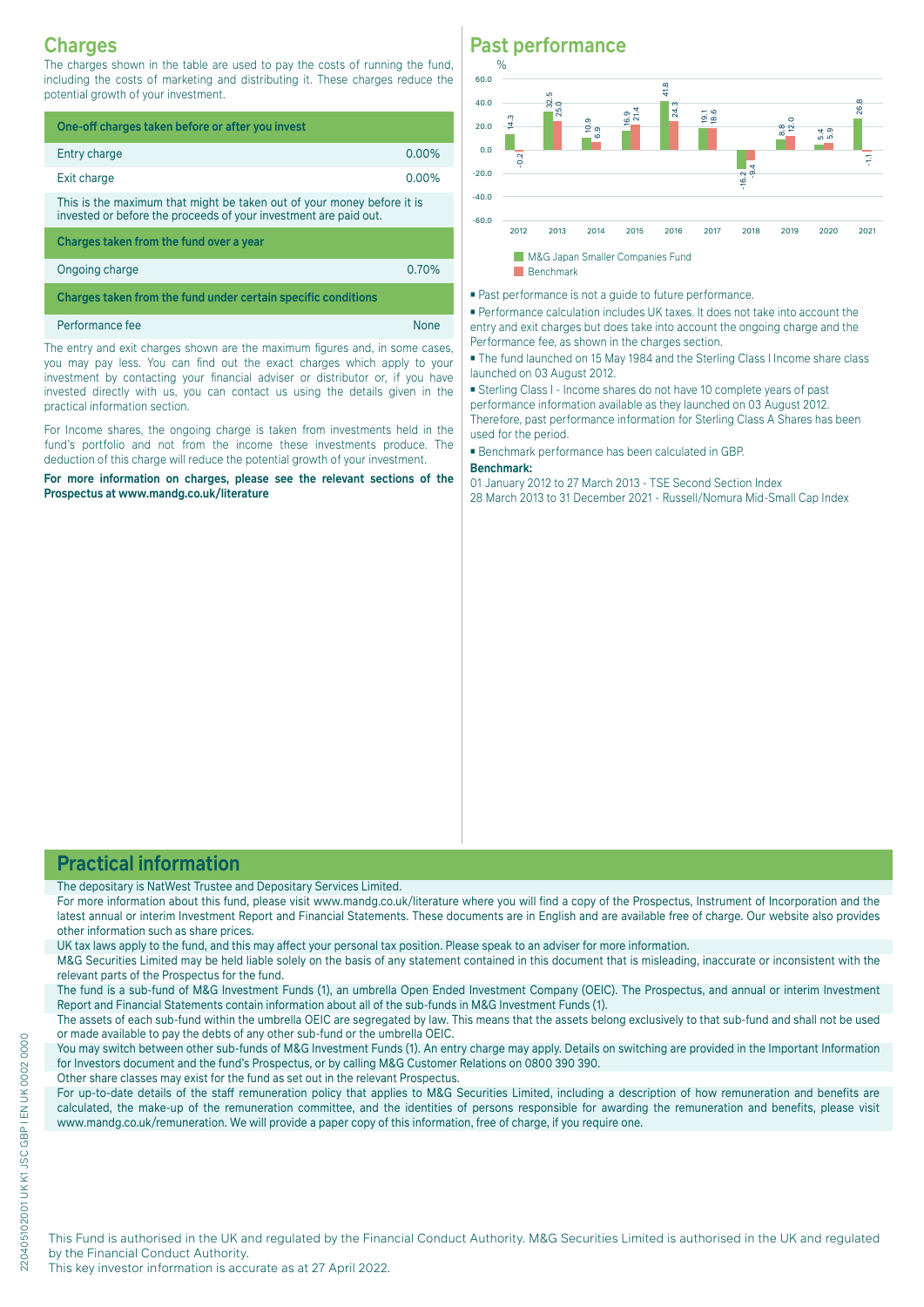## Charges

The charges shown in the table are used to pay the costs of running the fund, including the costs of marketing and distributing it. These charges reduce the potential growth of your investment.

| One-off charges taken before or after you invest | |
|---|---|
| Entry charge | 0.00% |
| Exit charge | 0.00% |
| This is the maximum that might be taken out of your money before it is invested or before the proceeds of your investment are paid out. | |
| **Charges taken from the fund over a year** | |
| Ongoing charge | 0.70% |
| **Charges taken from the fund under certain specific conditions** | |
| Performance fee | None |

The entry and exit charges shown are the maximum figures and, in some cases, you may pay less. You can find out the exact charges which apply to your investment by contacting your financial adviser or distributor or, if you have invested directly with us, you can contact us using the details given in the practical information section.

For Income shares, the ongoing charge is taken from investments held in the fund's portfolio and not from the income these investments produce. The deduction of this charge will reduce the potential growth of your investment.

**For more information on charges, please see the relevant sections of the Prospectus at www.mandg.co.uk/literature**

## Past performance

%

60.0
40.0
20.0
0.0
-20.0
-40.0
-60.0

14.3 -0.2
32.5 25.0
10.9 6.9
16.9 21.4
41.8 24.3
19.1 18.6
-16.2 -9.4
8.8 12.0
5.4 5.9
26.8 -1.1

2012 2013 2014 2015 2016 2017 2018 2019 2020 2021

M&G Japan Smaller Companies Fund
Benchmark

- Past performance is not a guide to future performance.
- Performance calculation includes UK taxes. It does not take into account the entry and exit charges but does take into account the ongoing charge and the Performance fee, as shown in the charges section.
- The fund launched on 15 May 1984 and the Sterling Class I Income share class launched on 03 August 2012.
- Sterling Class I - Income shares do not have 10 complete years of past performance information available as they launched on 03 August 2012. Therefore, past performance information for Sterling Class A Shares has been used for the period.
- Benchmark performance has been calculated in GBP.

**Benchmark:**
01 January 2012 to 27 March 2013 - TSE Second Section Index
28 March 2013 to 31 December 2021 - Russell/Nomura Mid-Small Cap Index

## Practical information

The depositary is NatWest Trustee and Depositary Services Limited.

For more information about this fund, please visit www.mandg.co.uk/literature where you will find a copy of the Prospectus, Instrument of Incorporation and the latest annual or interim Investment Report and Financial Statements. These documents are in English and are available free of charge. Our website also provides other information such as share prices.

UK tax laws apply to the fund, and this may affect your personal tax position. Please speak to an adviser for more information.

M&G Securities Limited may be held liable solely on the basis of any statement contained in this document that is misleading, inaccurate or inconsistent with the relevant parts of the Prospectus for the fund.

The fund is a sub-fund of M&G Investment Funds (1), an umbrella Open Ended Investment Company (OEIC). The Prospectus, and annual or interim Investment Report and Financial Statements contain information about all of the sub-funds in M&G Investment Funds (1).

The assets of each sub-fund within the umbrella OEIC are segregated by law. This means that the assets belong exclusively to that sub-fund and shall not be used or made available to pay the debts of any other sub-fund or the umbrella OEIC.

You may switch between other sub-funds of M&G Investment Funds (1). An entry charge may apply. Details on switching are provided in the Important Information for Investors document and the fund's Prospectus, or by calling M&G Customer Relations on 0800 390 390.

Other share classes may exist for the fund as set out in the relevant Prospectus.

For up-to-date details of the staff remuneration policy that applies to M&G Securities Limited, including a description of how remuneration and benefits are calculated, the make-up of the remuneration committee, and the identities of persons responsible for awarding the remuneration and benefits, please visit www.mandg.co.uk/remuneration. We will provide a paper copy of this information, free of charge, if you require one.

This Fund is authorised in the UK and regulated by the Financial Conduct Authority. M&G Securities Limited is authorised in the UK and regulated by the Financial Conduct Authority.
This key investor information is accurate as at 27 April 2022.

220405102001 UK K1 JSC GBP I EN UK 0002 0000